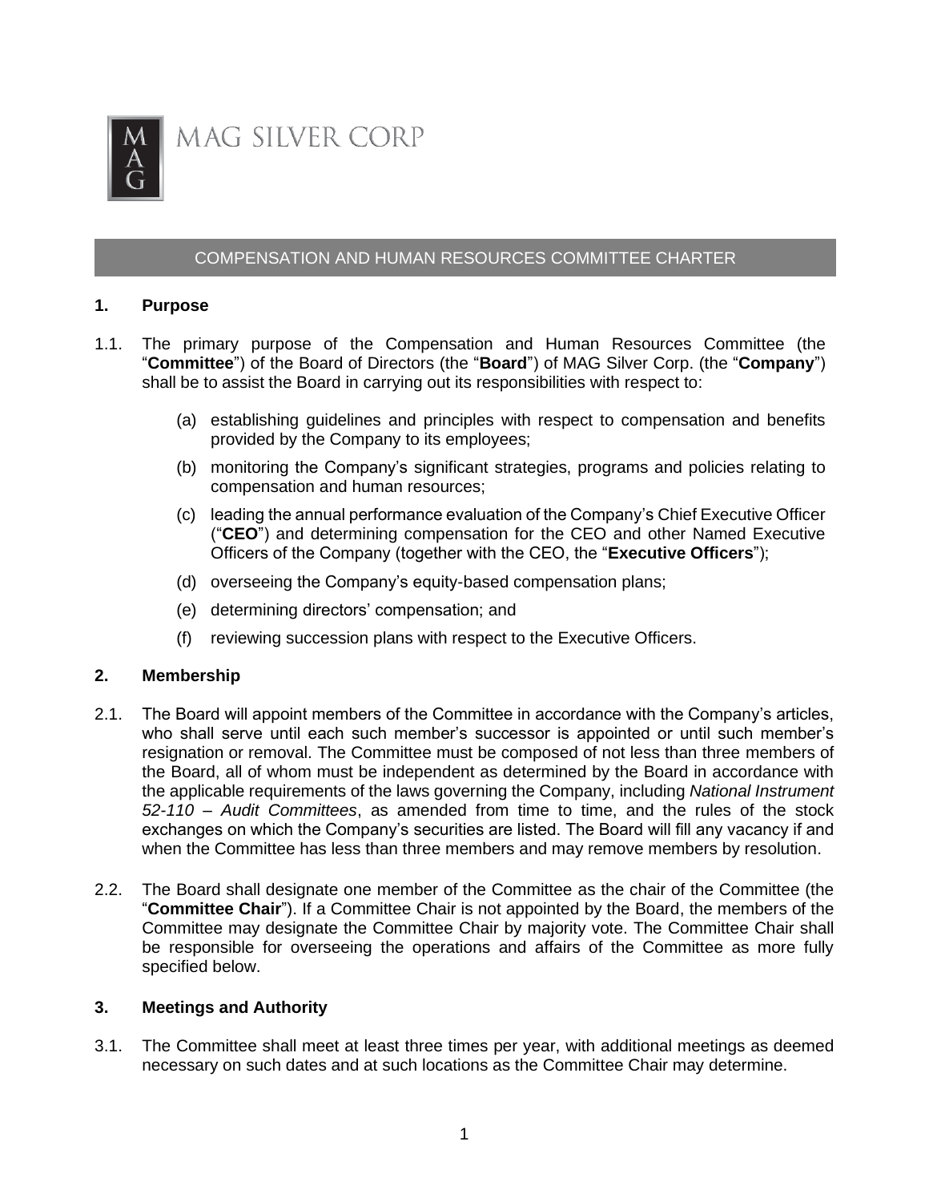MAG SILVER CORP

# COMPENSATION AND HUMAN RESOURCES COMMITTEE CHARTER

## 1. Purpose

1.1. The primary purpose of the Compensation and Human Resources Committee (the "**Committee**") of the Board of Directors (the "**Board**") of MAG Silver Corp. (the "**Company**") shall be to assist the Board in carrying out its responsibilities with respect to:

(a) establishing guidelines and principles with respect to compensation and benefits provided by the Company to its employees;

(b) monitoring the Company's significant strategies, programs and policies relating to compensation and human resources;

(c) leading the annual performance evaluation of the Company's Chief Executive Officer ("**CEO**") and determining compensation for the CEO and other Named Executive Officers of the Company (together with the CEO, the "**Executive Officers**");

(d) overseeing the Company's equity-based compensation plans;

(e) determining directors' compensation; and

(f) reviewing succession plans with respect to the Executive Officers.

## 2. Membership

2.1. The Board will appoint members of the Committee in accordance with the Company's articles, who shall serve until each such member's successor is appointed or until such member's resignation or removal. The Committee must be composed of not less than three members of the Board, all of whom must be independent as determined by the Board in accordance with the applicable requirements of the laws governing the Company, including *National Instrument 52-110 – Audit Committees*, as amended from time to time, and the rules of the stock exchanges on which the Company's securities are listed. The Board will fill any vacancy if and when the Committee has less than three members and may remove members by resolution.

2.2. The Board shall designate one member of the Committee as the chair of the Committee (the "**Committee Chair**"). If a Committee Chair is not appointed by the Board, the members of the Committee may designate the Committee Chair by majority vote. The Committee Chair shall be responsible for overseeing the operations and affairs of the Committee as more fully specified below.

## 3. Meetings and Authority

3.1. The Committee shall meet at least three times per year, with additional meetings as deemed necessary on such dates and at such locations as the Committee Chair may determine.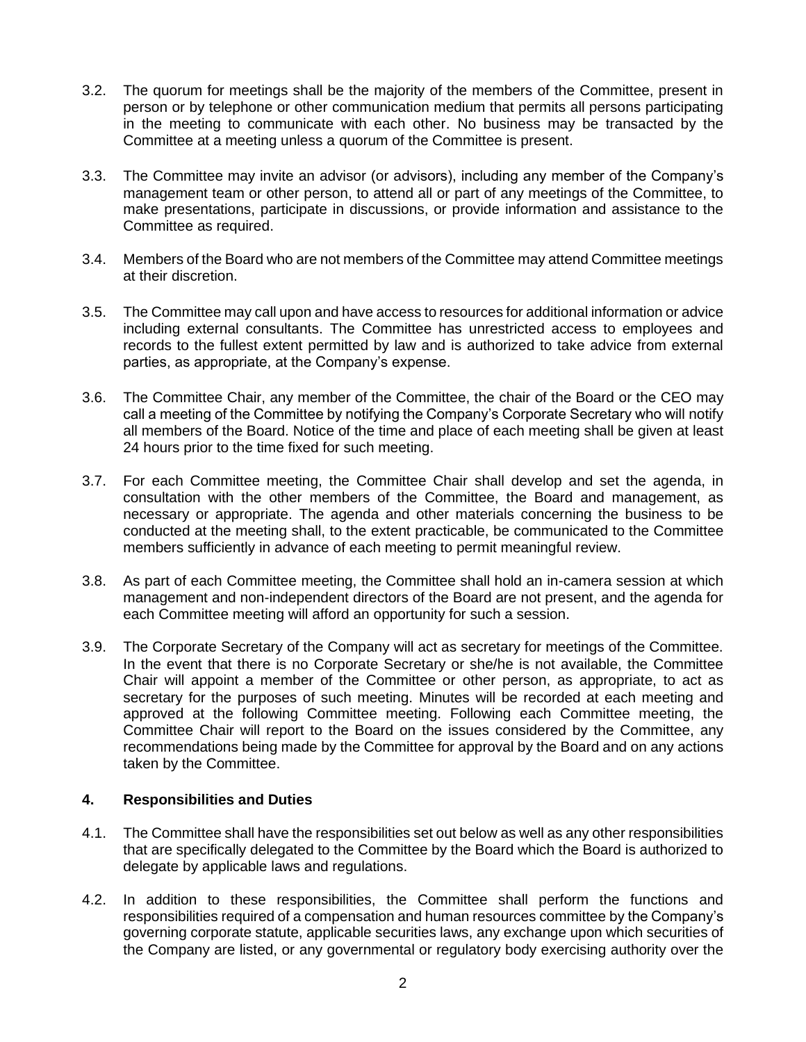3.2. The quorum for meetings shall be the majority of the members of the Committee, present in person or by telephone or other communication medium that permits all persons participating in the meeting to communicate with each other. No business may be transacted by the Committee at a meeting unless a quorum of the Committee is present.

3.3. The Committee may invite an advisor (or advisors), including any member of the Company's management team or other person, to attend all or part of any meetings of the Committee, to make presentations, participate in discussions, or provide information and assistance to the Committee as required.

3.4. Members of the Board who are not members of the Committee may attend Committee meetings at their discretion.

3.5. The Committee may call upon and have access to resources for additional information or advice including external consultants. The Committee has unrestricted access to employees and records to the fullest extent permitted by law and is authorized to take advice from external parties, as appropriate, at the Company's expense.

3.6. The Committee Chair, any member of the Committee, the chair of the Board or the CEO may call a meeting of the Committee by notifying the Company's Corporate Secretary who will notify all members of the Board. Notice of the time and place of each meeting shall be given at least 24 hours prior to the time fixed for such meeting.

3.7. For each Committee meeting, the Committee Chair shall develop and set the agenda, in consultation with the other members of the Committee, the Board and management, as necessary or appropriate. The agenda and other materials concerning the business to be conducted at the meeting shall, to the extent practicable, be communicated to the Committee members sufficiently in advance of each meeting to permit meaningful review.

3.8. As part of each Committee meeting, the Committee shall hold an in-camera session at which management and non-independent directors of the Board are not present, and the agenda for each Committee meeting will afford an opportunity for such a session.

3.9. The Corporate Secretary of the Company will act as secretary for meetings of the Committee. In the event that there is no Corporate Secretary or she/he is not available, the Committee Chair will appoint a member of the Committee or other person, as appropriate, to act as secretary for the purposes of such meeting. Minutes will be recorded at each meeting and approved at the following Committee meeting. Following each Committee meeting, the Committee Chair will report to the Board on the issues considered by the Committee, any recommendations being made by the Committee for approval by the Board and on any actions taken by the Committee.

## 4. Responsibilities and Duties

4.1. The Committee shall have the responsibilities set out below as well as any other responsibilities that are specifically delegated to the Committee by the Board which the Board is authorized to delegate by applicable laws and regulations.

4.2. In addition to these responsibilities, the Committee shall perform the functions and responsibilities required of a compensation and human resources committee by the Company's governing corporate statute, applicable securities laws, any exchange upon which securities of the Company are listed, or any governmental or regulatory body exercising authority over the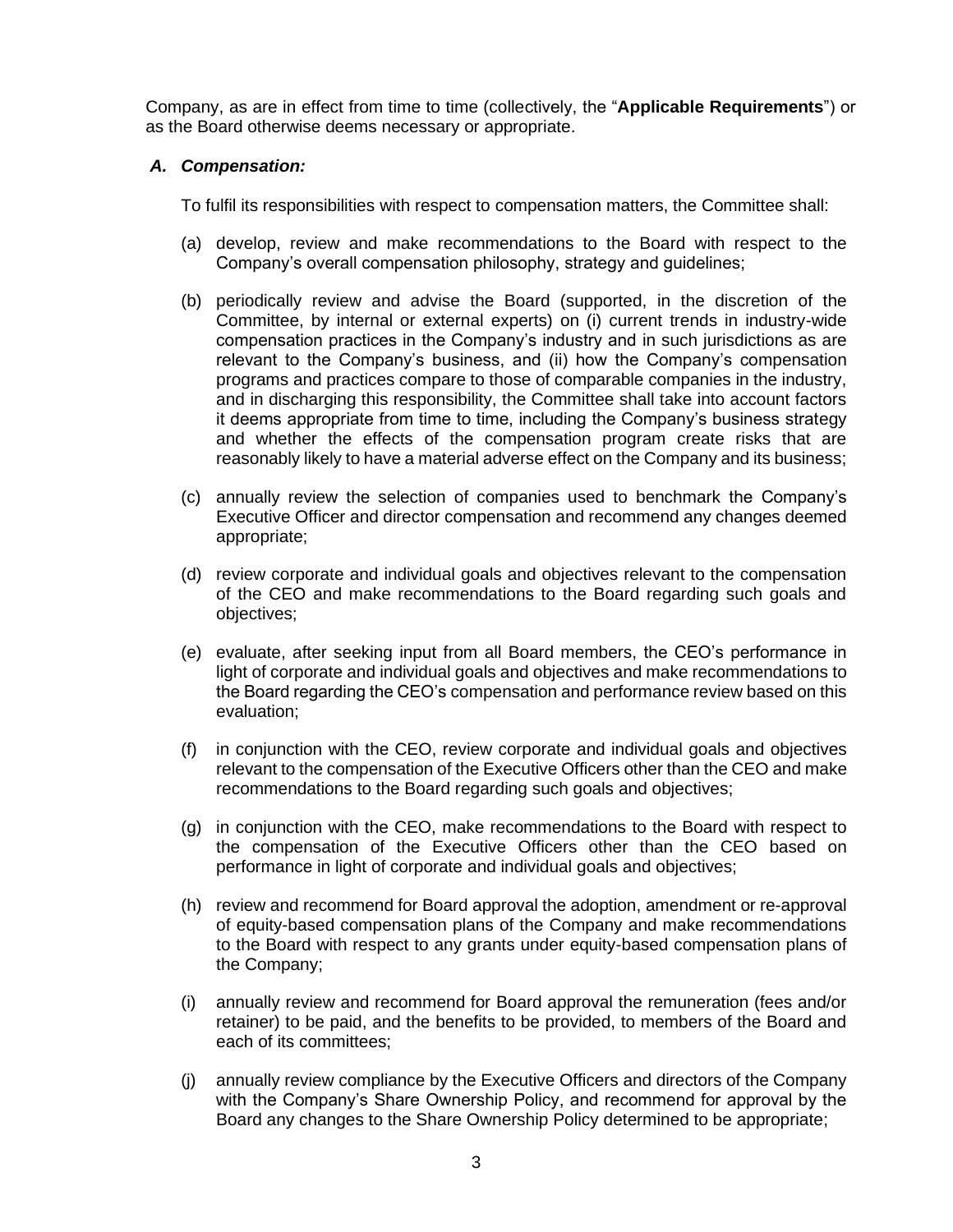Company, as are in effect from time to time (collectively, the "**Applicable Requirements**") or as the Board otherwise deems necessary or appropriate.

### *A. Compensation:*

To fulfil its responsibilities with respect to compensation matters, the Committee shall:

(a) develop, review and make recommendations to the Board with respect to the Company's overall compensation philosophy, strategy and guidelines;

(b) periodically review and advise the Board (supported, in the discretion of the Committee, by internal or external experts) on (i) current trends in industry-wide compensation practices in the Company's industry and in such jurisdictions as are relevant to the Company's business, and (ii) how the Company's compensation programs and practices compare to those of comparable companies in the industry, and in discharging this responsibility, the Committee shall take into account factors it deems appropriate from time to time, including the Company's business strategy and whether the effects of the compensation program create risks that are reasonably likely to have a material adverse effect on the Company and its business;

(c) annually review the selection of companies used to benchmark the Company's Executive Officer and director compensation and recommend any changes deemed appropriate;

(d) review corporate and individual goals and objectives relevant to the compensation of the CEO and make recommendations to the Board regarding such goals and objectives;

(e) evaluate, after seeking input from all Board members, the CEO's performance in light of corporate and individual goals and objectives and make recommendations to the Board regarding the CEO's compensation and performance review based on this evaluation;

(f) in conjunction with the CEO, review corporate and individual goals and objectives relevant to the compensation of the Executive Officers other than the CEO and make recommendations to the Board regarding such goals and objectives;

(g) in conjunction with the CEO, make recommendations to the Board with respect to the compensation of the Executive Officers other than the CEO based on performance in light of corporate and individual goals and objectives;

(h) review and recommend for Board approval the adoption, amendment or re-approval of equity-based compensation plans of the Company and make recommendations to the Board with respect to any grants under equity-based compensation plans of the Company;

(i) annually review and recommend for Board approval the remuneration (fees and/or retainer) to be paid, and the benefits to be provided, to members of the Board and each of its committees;

(j) annually review compliance by the Executive Officers and directors of the Company with the Company's Share Ownership Policy, and recommend for approval by the Board any changes to the Share Ownership Policy determined to be appropriate;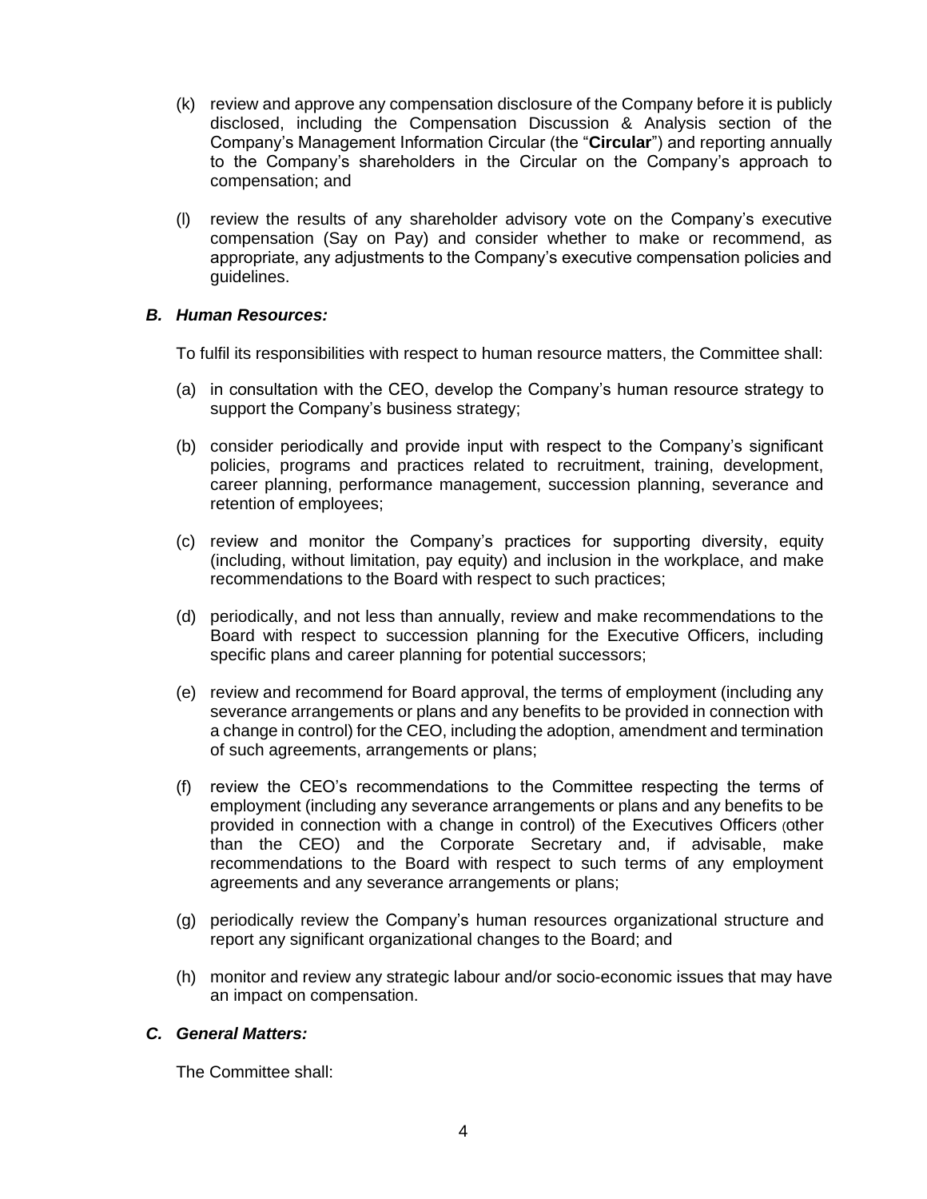(k) review and approve any compensation disclosure of the Company before it is publicly disclosed, including the Compensation Discussion & Analysis section of the Company's Management Information Circular (the "**Circular**") and reporting annually to the Company's shareholders in the Circular on the Company's approach to compensation; and

(l) review the results of any shareholder advisory vote on the Company's executive compensation (Say on Pay) and consider whether to make or recommend, as appropriate, any adjustments to the Company's executive compensation policies and guidelines.

### *B. Human Resources:*

To fulfil its responsibilities with respect to human resource matters, the Committee shall:

(a) in consultation with the CEO, develop the Company's human resource strategy to support the Company's business strategy;

(b) consider periodically and provide input with respect to the Company's significant policies, programs and practices related to recruitment, training, development, career planning, performance management, succession planning, severance and retention of employees;

(c) review and monitor the Company's practices for supporting diversity, equity (including, without limitation, pay equity) and inclusion in the workplace, and make recommendations to the Board with respect to such practices;

(d) periodically, and not less than annually, review and make recommendations to the Board with respect to succession planning for the Executive Officers, including specific plans and career planning for potential successors;

(e) review and recommend for Board approval, the terms of employment (including any severance arrangements or plans and any benefits to be provided in connection with a change in control) for the CEO, including the adoption, amendment and termination of such agreements, arrangements or plans;

(f) review the CEO's recommendations to the Committee respecting the terms of employment (including any severance arrangements or plans and any benefits to be provided in connection with a change in control) of the Executives Officers (other than the CEO) and the Corporate Secretary and, if advisable, make recommendations to the Board with respect to such terms of any employment agreements and any severance arrangements or plans;

(g) periodically review the Company's human resources organizational structure and report any significant organizational changes to the Board; and

(h) monitor and review any strategic labour and/or socio-economic issues that may have an impact on compensation.

### *C. General Matters:*

The Committee shall: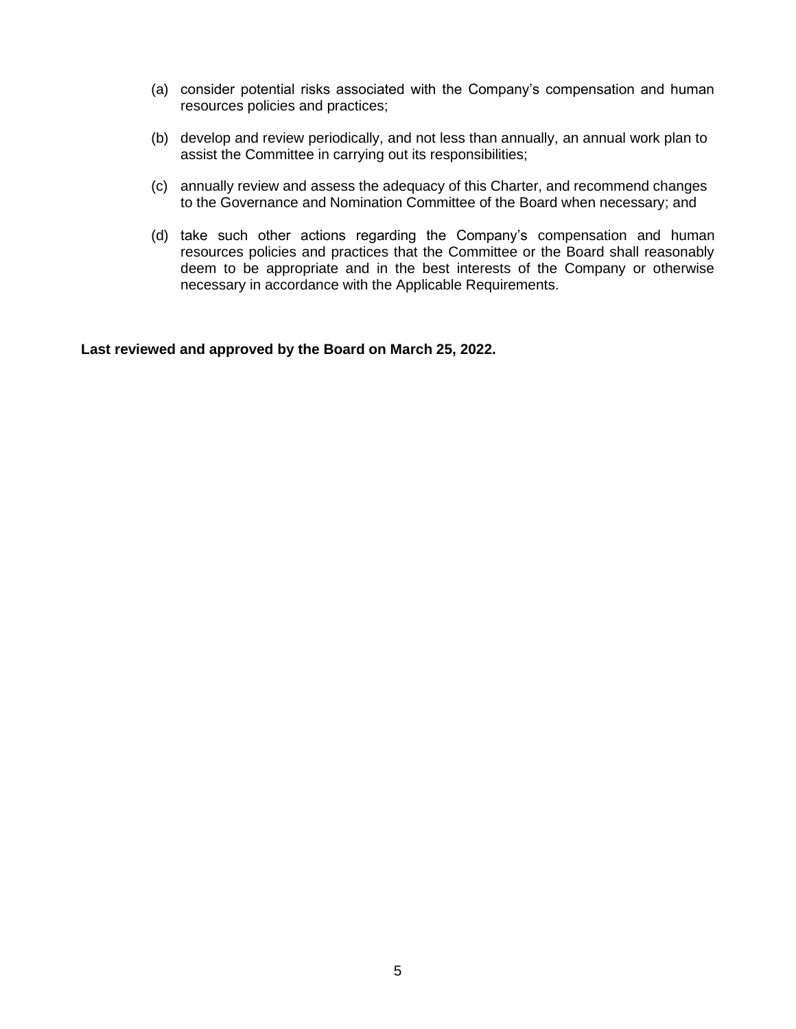(a) consider potential risks associated with the Company's compensation and human resources policies and practices;

(b) develop and review periodically, and not less than annually, an annual work plan to assist the Committee in carrying out its responsibilities;

(c) annually review and assess the adequacy of this Charter, and recommend changes to the Governance and Nomination Committee of the Board when necessary; and

(d) take such other actions regarding the Company's compensation and human resources policies and practices that the Committee or the Board shall reasonably deem to be appropriate and in the best interests of the Company or otherwise necessary in accordance with the Applicable Requirements.

**Last reviewed and approved by the Board on March 25, 2022.**